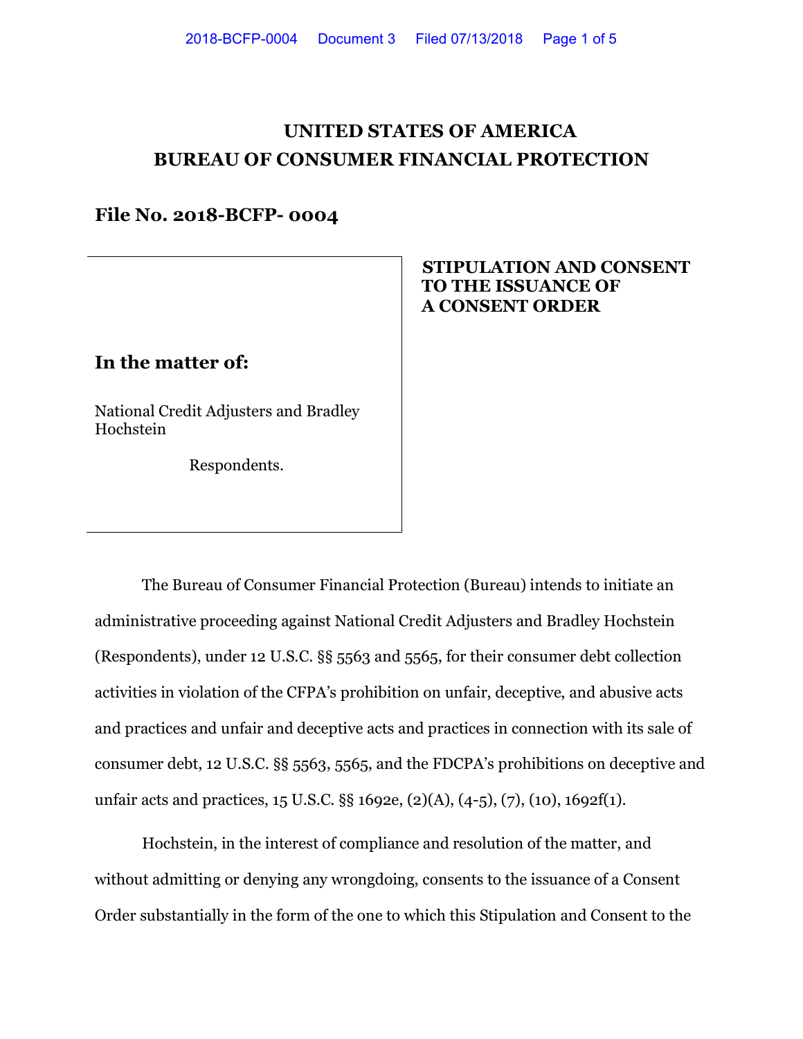# UNITED STATES OF AMERICA
# BUREAU OF CONSUMER FINANCIAL PROTECTION

## File No. 2018-BCFP- 0004

**STIPULATION AND CONSENT TO THE ISSUANCE OF A CONSENT ORDER**

**In the matter of:**

National Credit Adjusters and Bradley Hochstein

Respondents.

The Bureau of Consumer Financial Protection (Bureau) intends to initiate an administrative proceeding against National Credit Adjusters and Bradley Hochstein (Respondents), under 12 U.S.C. §§ 5563 and 5565, for their consumer debt collection activities in violation of the CFPA's prohibition on unfair, deceptive, and abusive acts and practices and unfair and deceptive acts and practices in connection with its sale of consumer debt, 12 U.S.C. §§ 5563, 5565, and the FDCPA's prohibitions on deceptive and unfair acts and practices, 15 U.S.C. §§ 1692e, (2)(A), (4-5), (7), (10), 1692f(1).

Hochstein, in the interest of compliance and resolution of the matter, and without admitting or denying any wrongdoing, consents to the issuance of a Consent Order substantially in the form of the one to which this Stipulation and Consent to the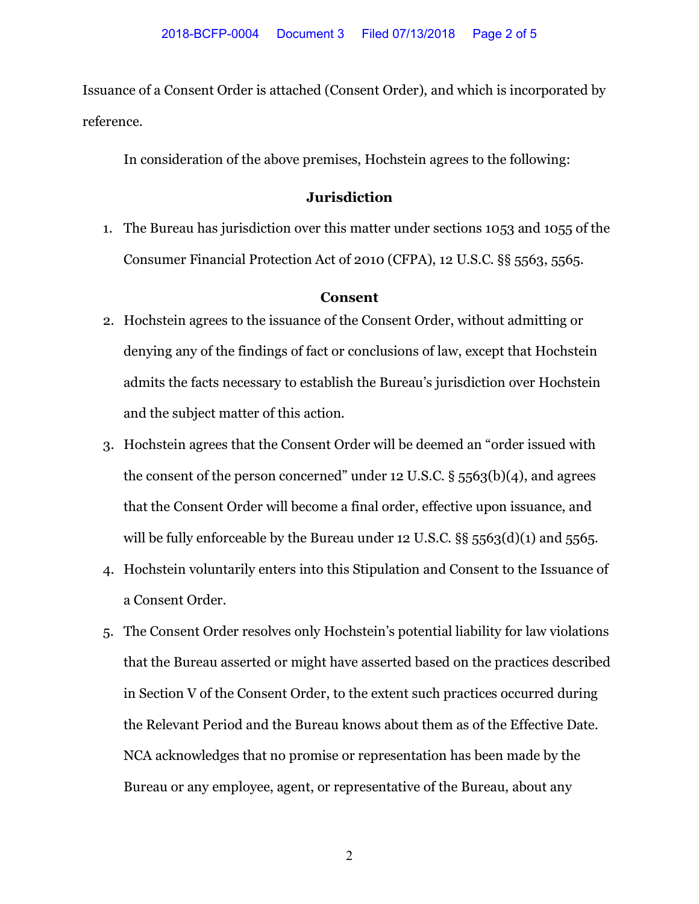Issuance of a Consent Order is attached (Consent Order), and which is incorporated by reference.

In consideration of the above premises, Hochstein agrees to the following:

## Jurisdiction

1. The Bureau has jurisdiction over this matter under sections 1053 and 1055 of the Consumer Financial Protection Act of 2010 (CFPA), 12 U.S.C. §§ 5563, 5565.

## Consent

2. Hochstein agrees to the issuance of the Consent Order, without admitting or denying any of the findings of fact or conclusions of law, except that Hochstein admits the facts necessary to establish the Bureau's jurisdiction over Hochstein and the subject matter of this action.
3. Hochstein agrees that the Consent Order will be deemed an "order issued with the consent of the person concerned" under 12 U.S.C. § 5563(b)(4), and agrees that the Consent Order will become a final order, effective upon issuance, and will be fully enforceable by the Bureau under 12 U.S.C. §§ 5563(d)(1) and 5565.
4. Hochstein voluntarily enters into this Stipulation and Consent to the Issuance of a Consent Order.
5. The Consent Order resolves only Hochstein's potential liability for law violations that the Bureau asserted or might have asserted based on the practices described in Section V of the Consent Order, to the extent such practices occurred during the Relevant Period and the Bureau knows about them as of the Effective Date. NCA acknowledges that no promise or representation has been made by the Bureau or any employee, agent, or representative of the Bureau, about any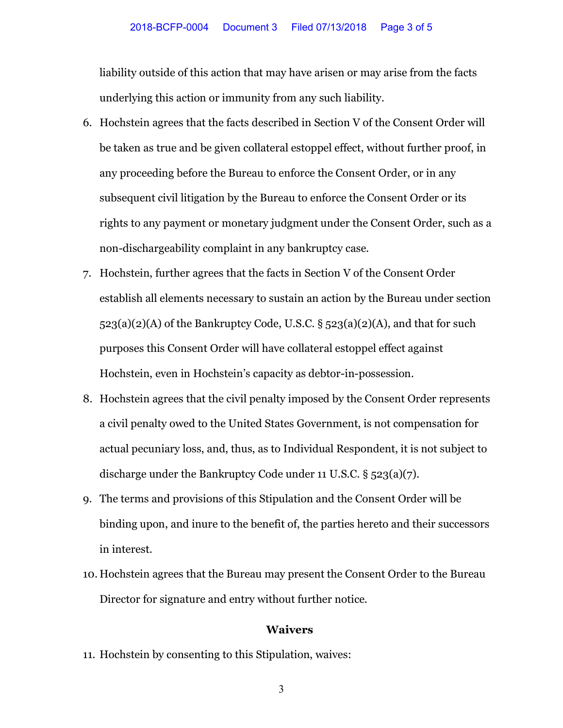liability outside of this action that may have arisen or may arise from the facts underlying this action or immunity from any such liability.

6. Hochstein agrees that the facts described in Section V of the Consent Order will be taken as true and be given collateral estoppel effect, without further proof, in any proceeding before the Bureau to enforce the Consent Order, or in any subsequent civil litigation by the Bureau to enforce the Consent Order or its rights to any payment or monetary judgment under the Consent Order, such as a non-dischargeability complaint in any bankruptcy case.

7. Hochstein, further agrees that the facts in Section V of the Consent Order establish all elements necessary to sustain an action by the Bureau under section 523(a)(2)(A) of the Bankruptcy Code, U.S.C. § 523(a)(2)(A), and that for such purposes this Consent Order will have collateral estoppel effect against Hochstein, even in Hochstein's capacity as debtor-in-possession.

8. Hochstein agrees that the civil penalty imposed by the Consent Order represents a civil penalty owed to the United States Government, is not compensation for actual pecuniary loss, and, thus, as to Individual Respondent, it is not subject to discharge under the Bankruptcy Code under 11 U.S.C. § 523(a)(7).

9. The terms and provisions of this Stipulation and the Consent Order will be binding upon, and inure to the benefit of, the parties hereto and their successors in interest.

10. Hochstein agrees that the Bureau may present the Consent Order to the Bureau Director for signature and entry without further notice.

## Waivers

11. Hochstein by consenting to this Stipulation, waives: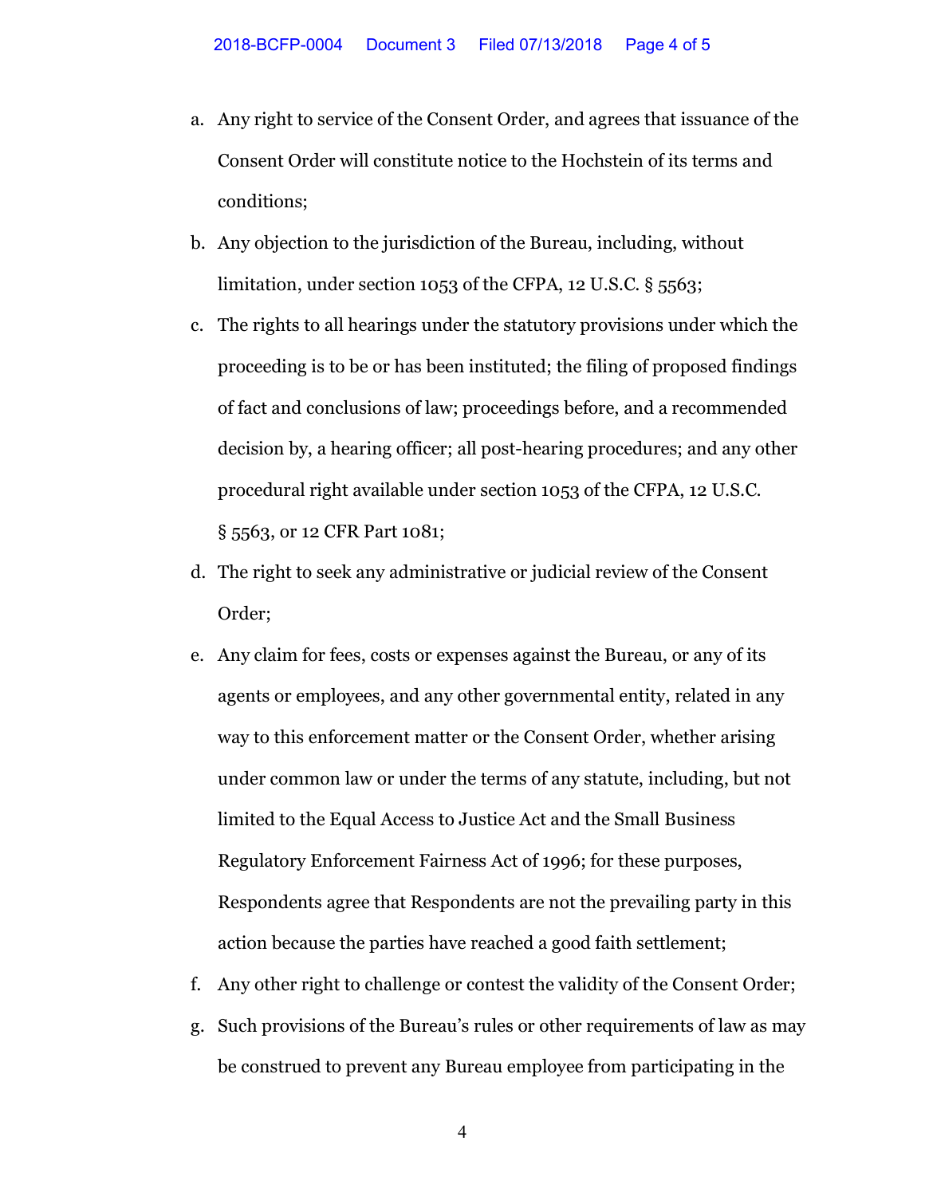a. Any right to service of the Consent Order, and agrees that issuance of the Consent Order will constitute notice to the Hochstein of its terms and conditions;

b. Any objection to the jurisdiction of the Bureau, including, without limitation, under section 1053 of the CFPA, 12 U.S.C. § 5563;

c. The rights to all hearings under the statutory provisions under which the proceeding is to be or has been instituted; the filing of proposed findings of fact and conclusions of law; proceedings before, and a recommended decision by, a hearing officer; all post-hearing procedures; and any other procedural right available under section 1053 of the CFPA, 12 U.S.C. § 5563, or 12 CFR Part 1081;

d. The right to seek any administrative or judicial review of the Consent Order;

e. Any claim for fees, costs or expenses against the Bureau, or any of its agents or employees, and any other governmental entity, related in any way to this enforcement matter or the Consent Order, whether arising under common law or under the terms of any statute, including, but not limited to the Equal Access to Justice Act and the Small Business Regulatory Enforcement Fairness Act of 1996; for these purposes, Respondents agree that Respondents are not the prevailing party in this action because the parties have reached a good faith settlement;

f. Any other right to challenge or contest the validity of the Consent Order;

g. Such provisions of the Bureau's rules or other requirements of law as may be construed to prevent any Bureau employee from participating in the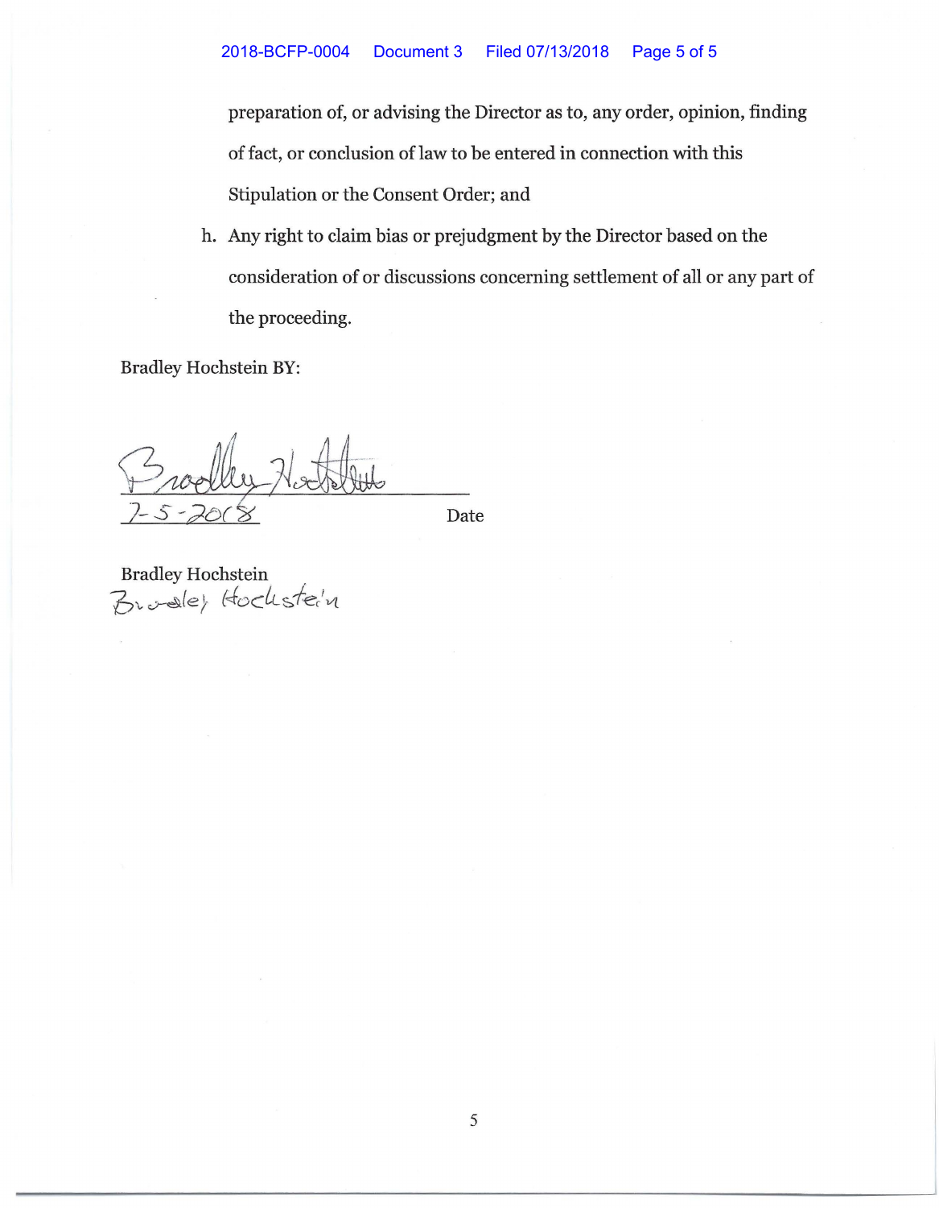preparation of, or advising the Director as to, any order, opinion, finding of fact, or conclusion of law to be entered in connection with this Stipulation or the Consent Order; and

h. Any right to claim bias or prejudgment by the Director based on the consideration of or discussions concerning settlement of all or any part of the proceeding.

Bradley Hochstein BY:

Bradley Hochstein
7-5-2018 Date

Bradley Hochstein
Bradley Hochstein